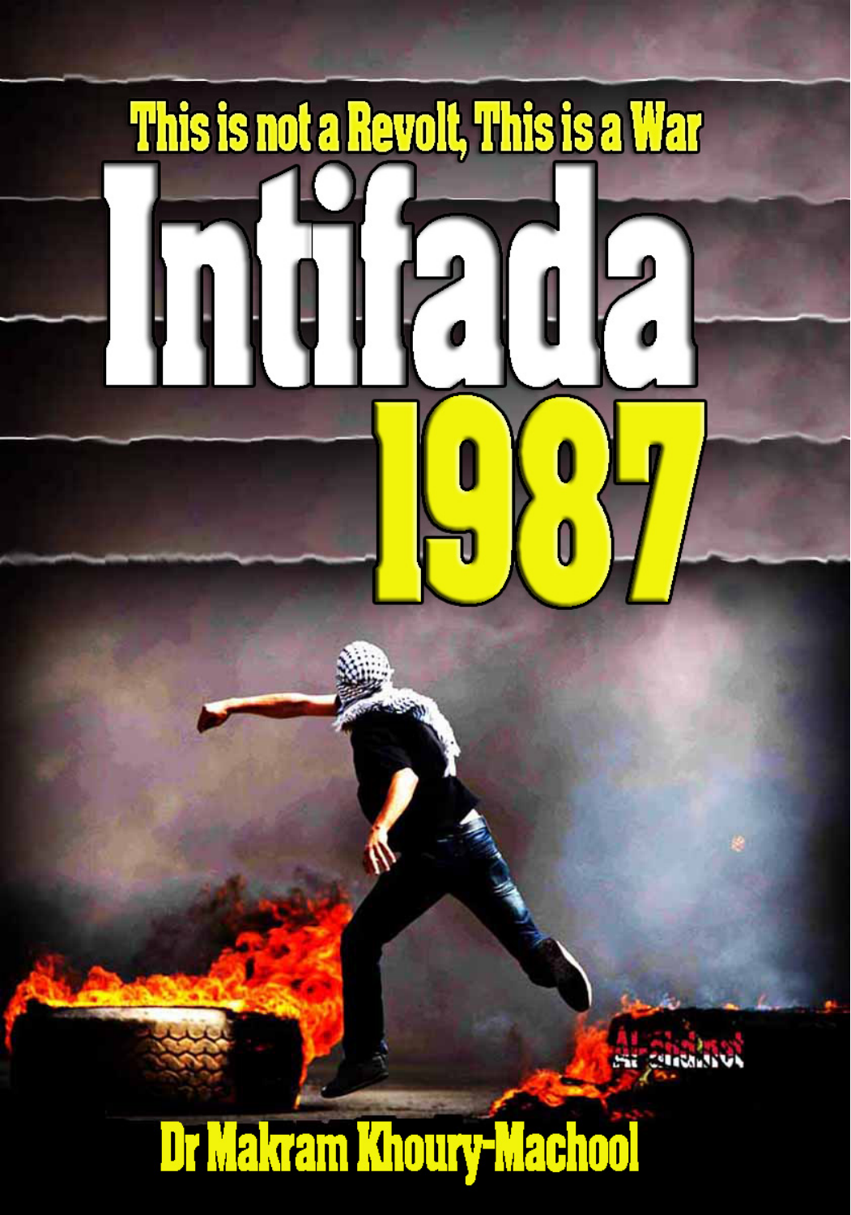This is not a Revolt, This is a War

# Intifada 1987

Dr Makram Khoury-Machool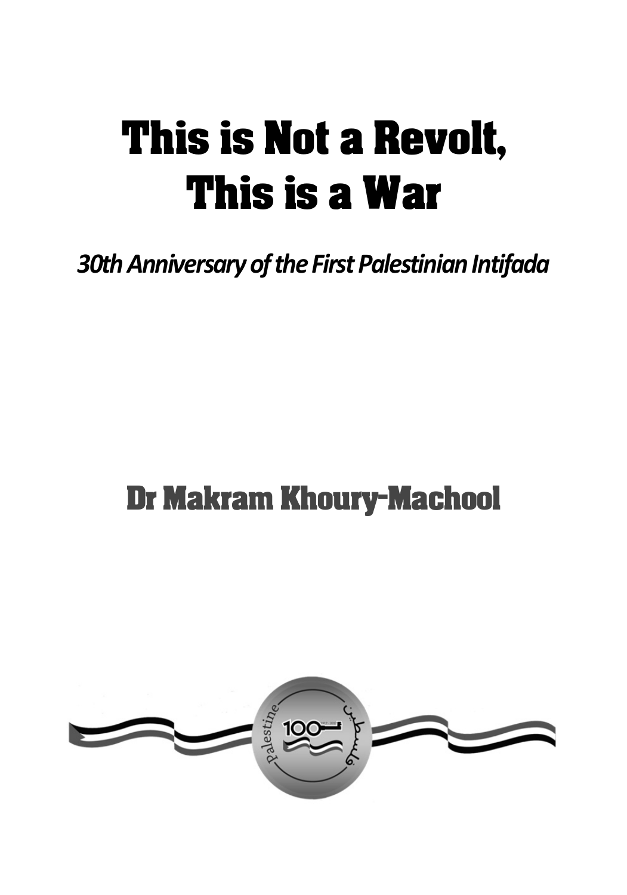# This is Not a Revolt, This is a War

*30th Anniversary of the First Palestinian Intifada*

## Dr Makram Khoury-Machool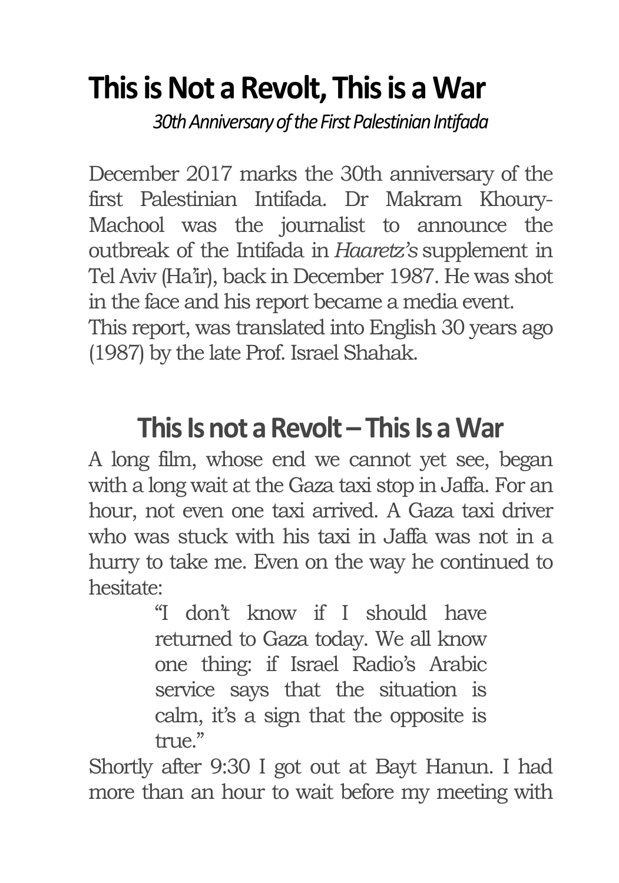# This is Not a Revolt, This is a War

*30th Anniversary of the First Palestinian Intifada*

December 2017 marks the 30th anniversary of the first Palestinian Intifada. Dr Makram Khoury-Machool was the journalist to announce the outbreak of the Intifada in *Haaretz's* supplement in Tel Aviv (Ha'ir), back in December 1987. He was shot in the face and his report became a media event.
This report, was translated into English 30 years ago (1987) by the late Prof. Israel Shahak.

## This Is not a Revolt – This Is a War

A long film, whose end we cannot yet see, began with a long wait at the Gaza taxi stop in Jaffa. For an hour, not even one taxi arrived. A Gaza taxi driver who was stuck with his taxi in Jaffa was not in a hurry to take me. Even on the way he continued to hesitate:

> "I don't know if I should have returned to Gaza today. We all know one thing: if Israel Radio's Arabic service says that the situation is calm, it's a sign that the opposite is true."

Shortly after 9:30 I got out at Bayt Hanun. I had more than an hour to wait before my meeting with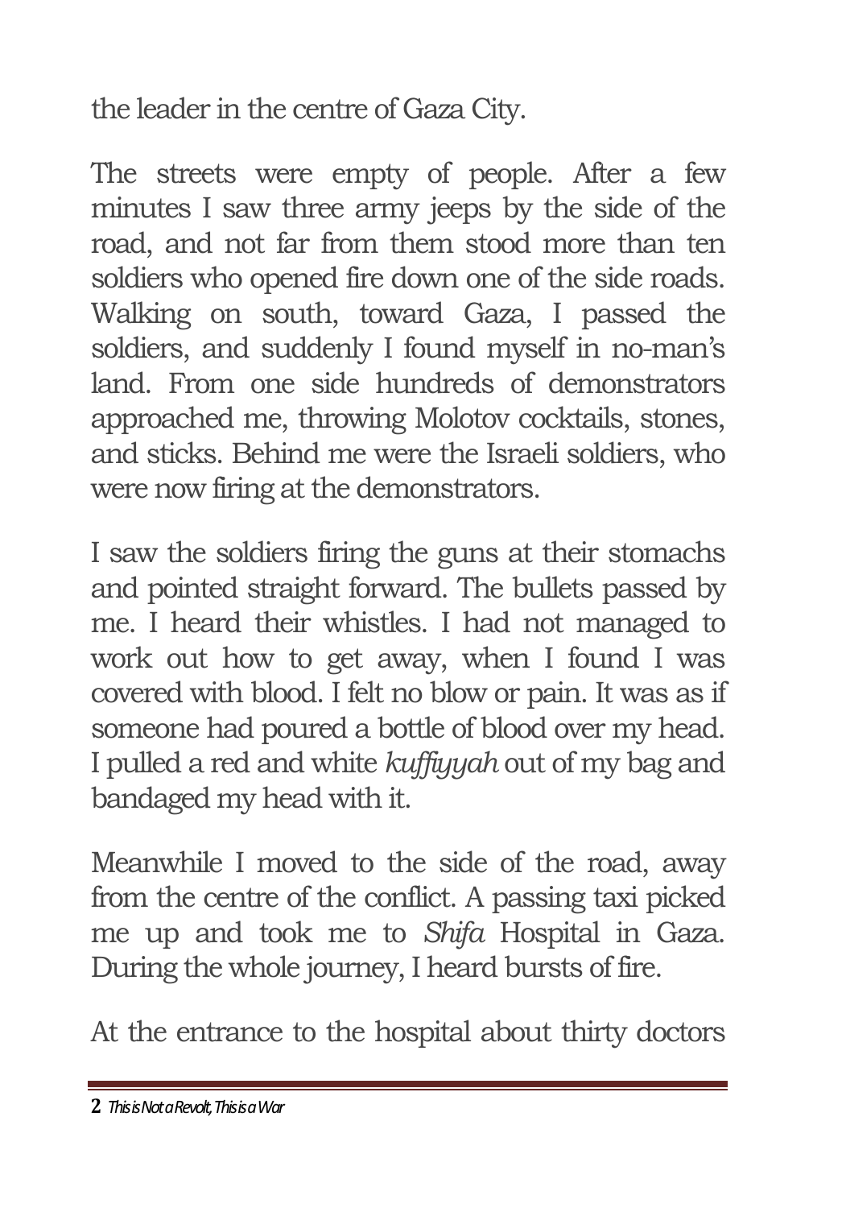the leader in the centre of Gaza City.

The streets were empty of people. After a few minutes I saw three army jeeps by the side of the road, and not far from them stood more than ten soldiers who opened fire down one of the side roads. Walking on south, toward Gaza, I passed the soldiers, and suddenly I found myself in no-man's land. From one side hundreds of demonstrators approached me, throwing Molotov cocktails, stones, and sticks. Behind me were the Israeli soldiers, who were now firing at the demonstrators.

I saw the soldiers firing the guns at their stomachs and pointed straight forward. The bullets passed by me. I heard their whistles. I had not managed to work out how to get away, when I found I was covered with blood. I felt no blow or pain. It was as if someone had poured a bottle of blood over my head. I pulled a red and white *kuffiyyah* out of my bag and bandaged my head with it.

Meanwhile I moved to the side of the road, away from the centre of the conflict. A passing taxi picked me up and took me to *Shifa* Hospital in Gaza. During the whole journey, I heard bursts of fire.

At the entrance to the hospital about thirty doctors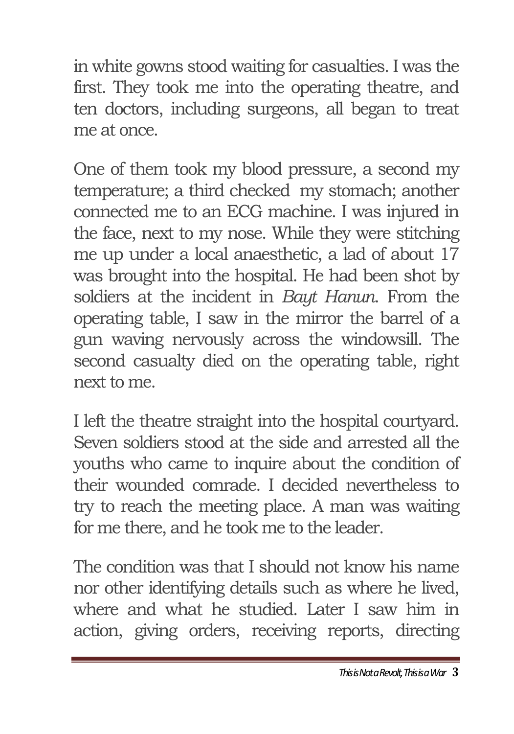in white gowns stood waiting for casualties. I was the first. They took me into the operating theatre, and ten doctors, including surgeons, all began to treat me at once.

One of them took my blood pressure, a second my temperature; a third checked my stomach; another connected me to an ECG machine. I was injured in the face, next to my nose. While they were stitching me up under a local anaesthetic, a lad of about 17 was brought into the hospital. He had been shot by soldiers at the incident in *Bayt Hanun*. From the operating table, I saw in the mirror the barrel of a gun waving nervously across the windowsill. The second casualty died on the operating table, right next to me.

I left the theatre straight into the hospital courtyard. Seven soldiers stood at the side and arrested all the youths who came to inquire about the condition of their wounded comrade. I decided nevertheless to try to reach the meeting place. A man was waiting for me there, and he took me to the leader.

The condition was that I should not know his name nor other identifying details such as where he lived, where and what he studied. Later I saw him in action, giving orders, receiving reports, directing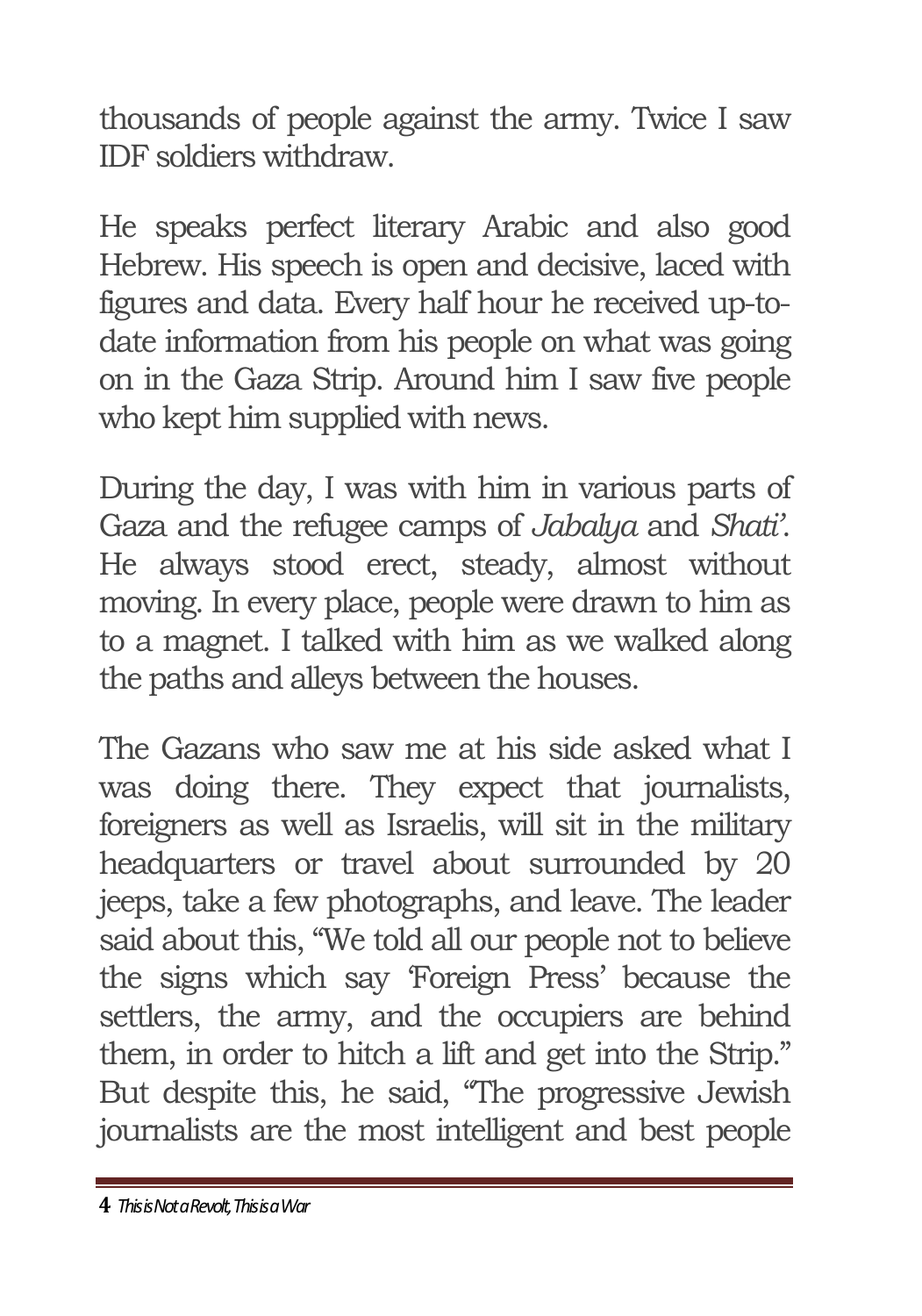thousands of people against the army. Twice I saw IDF soldiers withdraw.

He speaks perfect literary Arabic and also good Hebrew. His speech is open and decisive, laced with figures and data. Every half hour he received up-to-date information from his people on what was going on in the Gaza Strip. Around him I saw five people who kept him supplied with news.

During the day, I was with him in various parts of Gaza and the refugee camps of *Jabalya* and *Shati'*. He always stood erect, steady, almost without moving. In every place, people were drawn to him as to a magnet. I talked with him as we walked along the paths and alleys between the houses.

The Gazans who saw me at his side asked what I was doing there. They expect that journalists, foreigners as well as Israelis, will sit in the military headquarters or travel about surrounded by 20 jeeps, take a few photographs, and leave. The leader said about this, "We told all our people not to believe the signs which say 'Foreign Press' because the settlers, the army, and the occupiers are behind them, in order to hitch a lift and get into the Strip." But despite this, he said, "The progressive Jewish journalists are the most intelligent and best people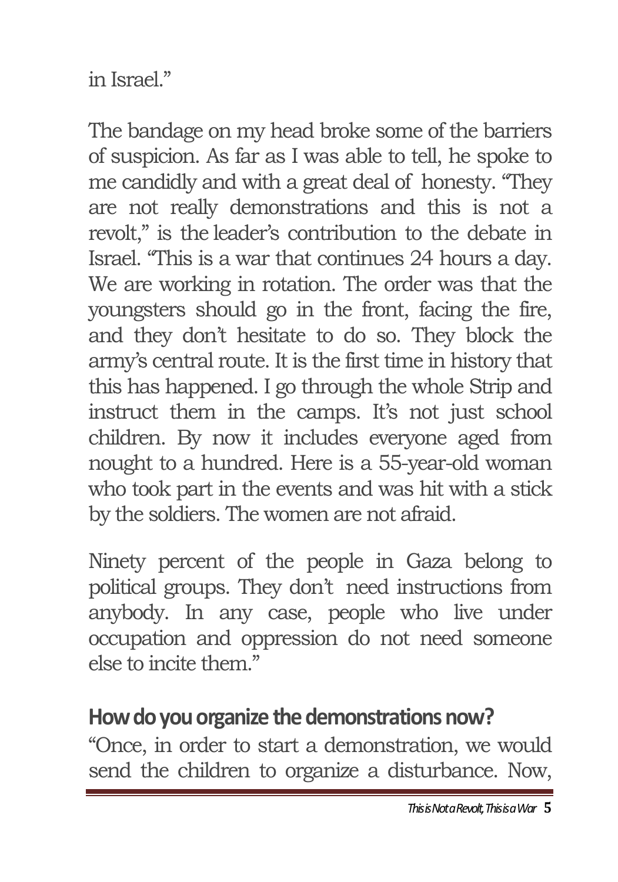in Israel."

The bandage on my head broke some of the barriers of suspicion. As far as I was able to tell, he spoke to me candidly and with a great deal of honesty. "They are not really demonstrations and this is not a revolt," is the leader's contribution to the debate in Israel. "This is a war that continues 24 hours a day. We are working in rotation. The order was that the youngsters should go in the front, facing the fire, and they don't hesitate to do so. They block the army's central route. It is the first time in history that this has happened. I go through the whole Strip and instruct them in the camps. It's not just school children. By now it includes everyone aged from nought to a hundred. Here is a 55-year-old woman who took part in the events and was hit with a stick by the soldiers. The women are not afraid.

Ninety percent of the people in Gaza belong to political groups. They don't need instructions from anybody. In any case, people who live under occupation and oppression do not need someone else to incite them."

**How do you organize the demonstrations now?**

"Once, in order to start a demonstration, we would send the children to organize a disturbance. Now,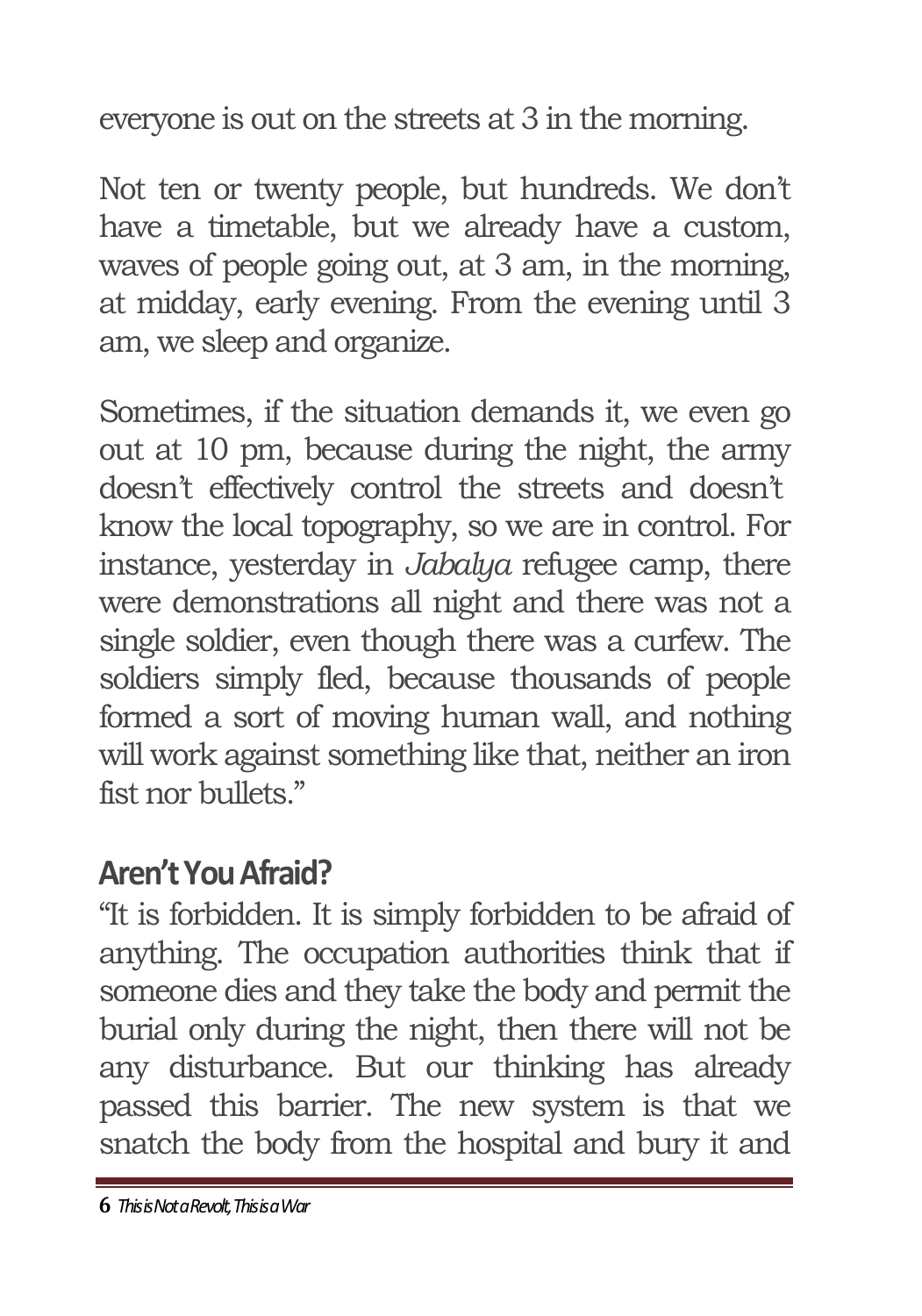everyone is out on the streets at 3 in the morning.

Not ten or twenty people, but hundreds. We don't have a timetable, but we already have a custom, waves of people going out, at 3 am, in the morning, at midday, early evening. From the evening until 3 am, we sleep and organize.

Sometimes, if the situation demands it, we even go out at 10 pm, because during the night, the army doesn't effectively control the streets and doesn't know the local topography, so we are in control. For instance, yesterday in *Jabalya* refugee camp, there were demonstrations all night and there was not a single soldier, even though there was a curfew. The soldiers simply fled, because thousands of people formed a sort of moving human wall, and nothing will work against something like that, neither an iron fist nor bullets."

## Aren't You Afraid?

"It is forbidden. It is simply forbidden to be afraid of anything. The occupation authorities think that if someone dies and they take the body and permit the burial only during the night, then there will not be any disturbance. But our thinking has already passed this barrier. The new system is that we snatch the body from the hospital and bury it and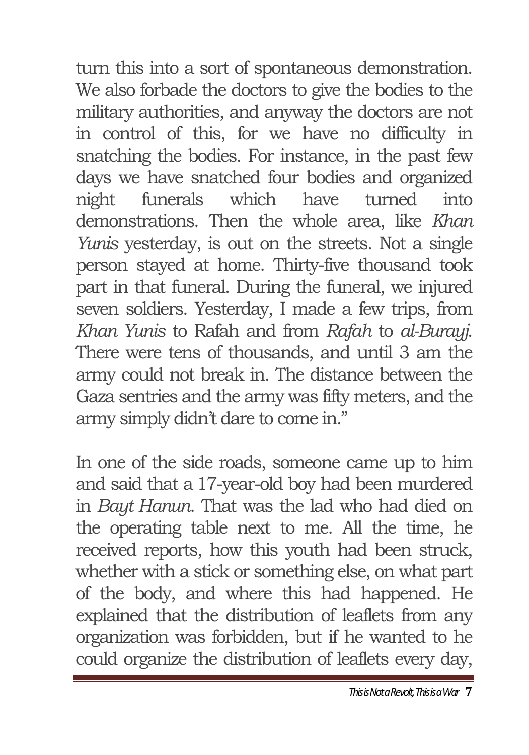turn this into a sort of spontaneous demonstration. We also forbade the doctors to give the bodies to the military authorities, and anyway the doctors are not in control of this, for we have no difficulty in snatching the bodies. For instance, in the past few days we have snatched four bodies and organized night funerals which have turned into demonstrations. Then the whole area, like *Khan Yunis* yesterday, is out on the streets. Not a single person stayed at home. Thirty-five thousand took part in that funeral. During the funeral, we injured seven soldiers. Yesterday, I made a few trips, from *Khan Yunis* to Rafah and from *Rafah* to *al-Burayj*. There were tens of thousands, and until 3 am the army could not break in. The distance between the Gaza sentries and the army was fifty meters, and the army simply didn't dare to come in."

In one of the side roads, someone came up to him and said that a 17-year-old boy had been murdered in *Bayt Hanun*. That was the lad who had died on the operating table next to me. All the time, he received reports, how this youth had been struck, whether with a stick or something else, on what part of the body, and where this had happened. He explained that the distribution of leaflets from any organization was forbidden, but if he wanted to he could organize the distribution of leaflets every day,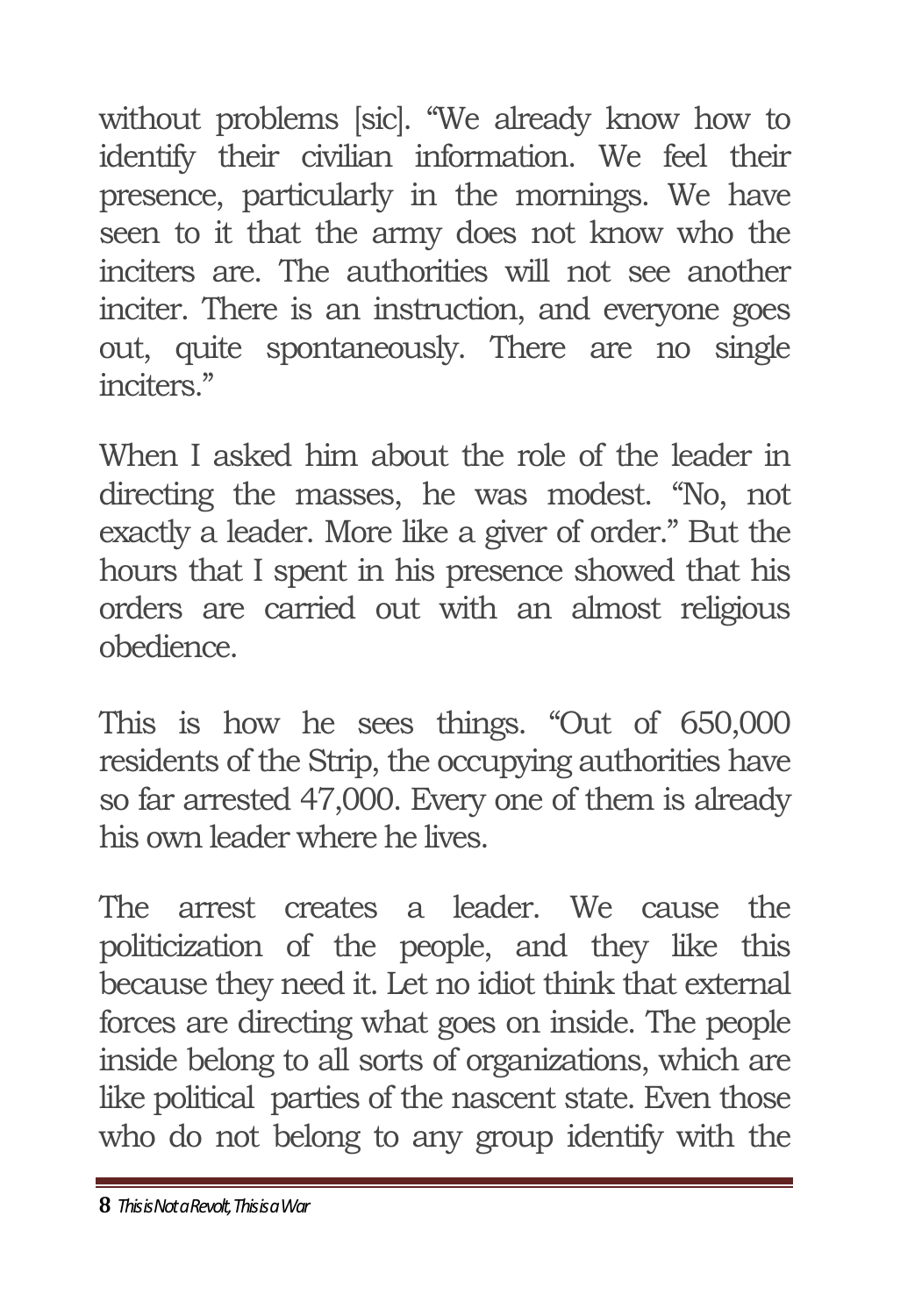without problems [sic]. "We already know how to identify their civilian information. We feel their presence, particularly in the mornings. We have seen to it that the army does not know who the inciters are. The authorities will not see another inciter. There is an instruction, and everyone goes out, quite spontaneously. There are no single inciters."

When I asked him about the role of the leader in directing the masses, he was modest. "No, not exactly a leader. More like a giver of order." But the hours that I spent in his presence showed that his orders are carried out with an almost religious obedience.

This is how he sees things. "Out of 650,000 residents of the Strip, the occupying authorities have so far arrested 47,000. Every one of them is already his own leader where he lives.

The arrest creates a leader. We cause the politicization of the people, and they like this because they need it. Let no idiot think that external forces are directing what goes on inside. The people inside belong to all sorts of organizations, which are like political parties of the nascent state. Even those who do not belong to any group identify with the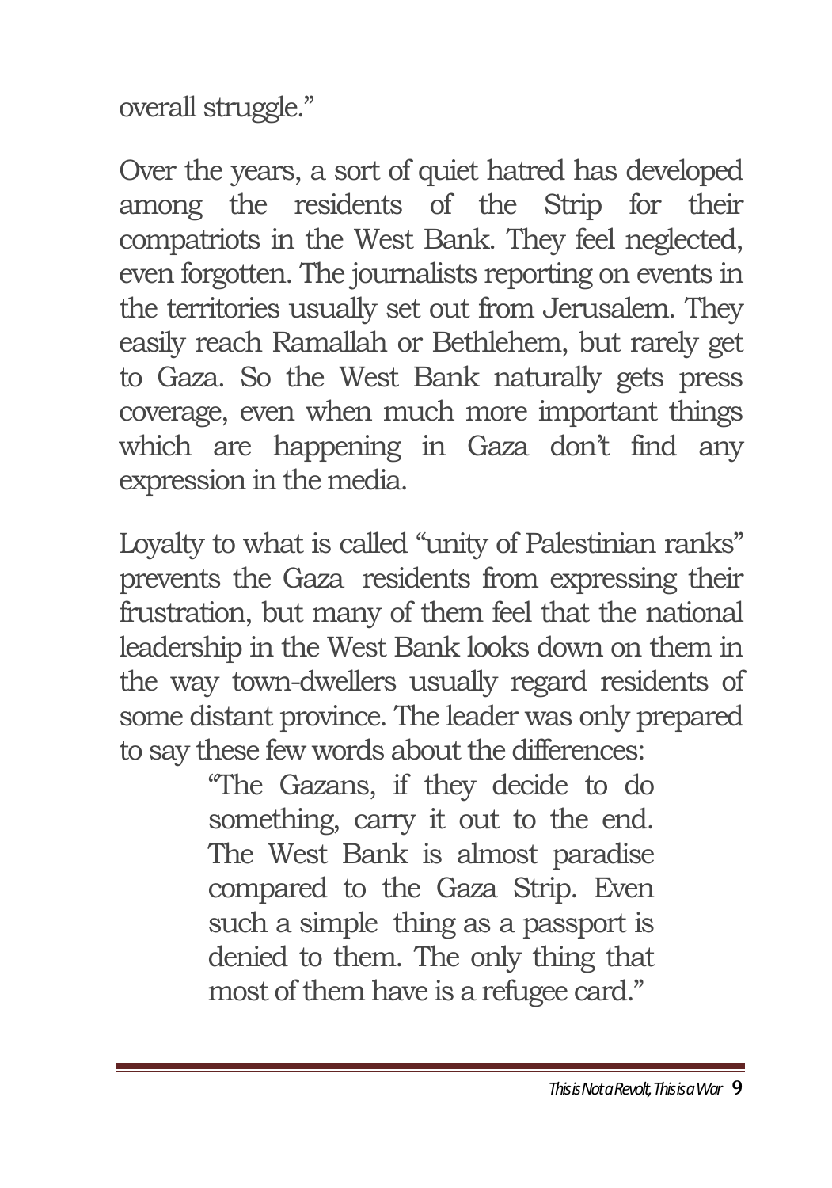overall struggle."

Over the years, a sort of quiet hatred has developed among the residents of the Strip for their compatriots in the West Bank. They feel neglected, even forgotten. The journalists reporting on events in the territories usually set out from Jerusalem. They easily reach Ramallah or Bethlehem, but rarely get to Gaza. So the West Bank naturally gets press coverage, even when much more important things which are happening in Gaza don't find any expression in the media.

Loyalty to what is called "unity of Palestinian ranks" prevents the Gaza residents from expressing their frustration, but many of them feel that the national leadership in the West Bank looks down on them in the way town-dwellers usually regard residents of some distant province. The leader was only prepared to say these few words about the differences:

> "The Gazans, if they decide to do something, carry it out to the end. The West Bank is almost paradise compared to the Gaza Strip. Even such a simple thing as a passport is denied to them. The only thing that most of them have is a refugee card."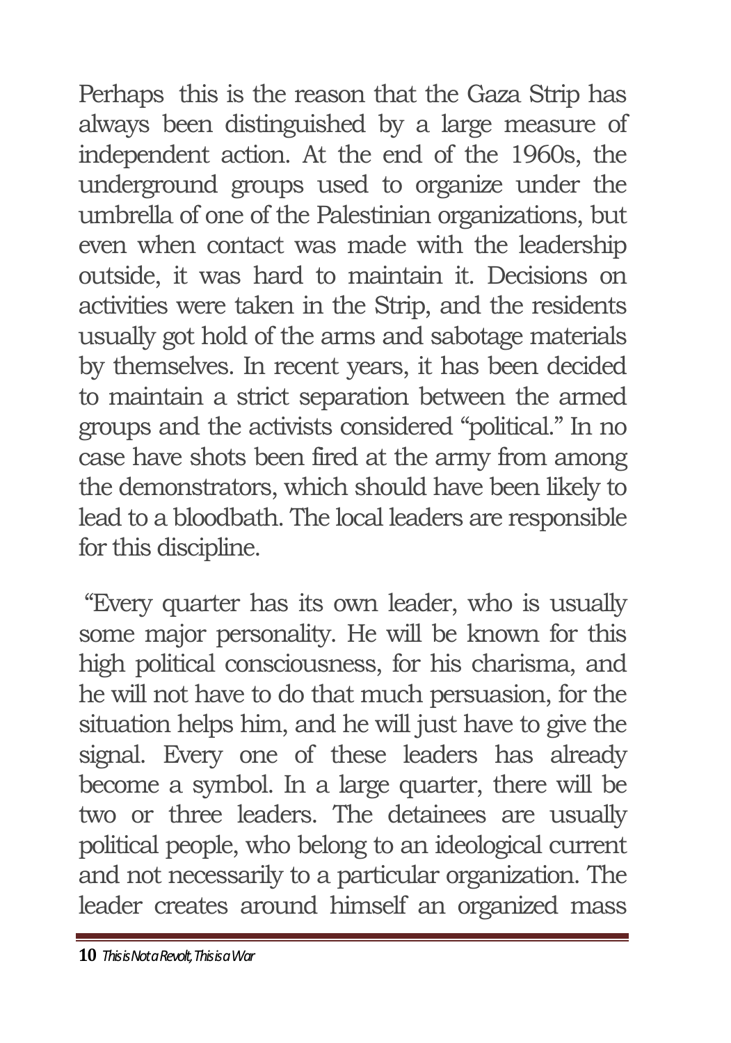Perhaps this is the reason that the Gaza Strip has always been distinguished by a large measure of independent action. At the end of the 1960s, the underground groups used to organize under the umbrella of one of the Palestinian organizations, but even when contact was made with the leadership outside, it was hard to maintain it. Decisions on activities were taken in the Strip, and the residents usually got hold of the arms and sabotage materials by themselves. In recent years, it has been decided to maintain a strict separation between the armed groups and the activists considered "political." In no case have shots been fired at the army from among the demonstrators, which should have been likely to lead to a bloodbath. The local leaders are responsible for this discipline.

"Every quarter has its own leader, who is usually some major personality. He will be known for this high political consciousness, for his charisma, and he will not have to do that much persuasion, for the situation helps him, and he will just have to give the signal. Every one of these leaders has already become a symbol. In a large quarter, there will be two or three leaders. The detainees are usually political people, who belong to an ideological current and not necessarily to a particular organization. The leader creates around himself an organized mass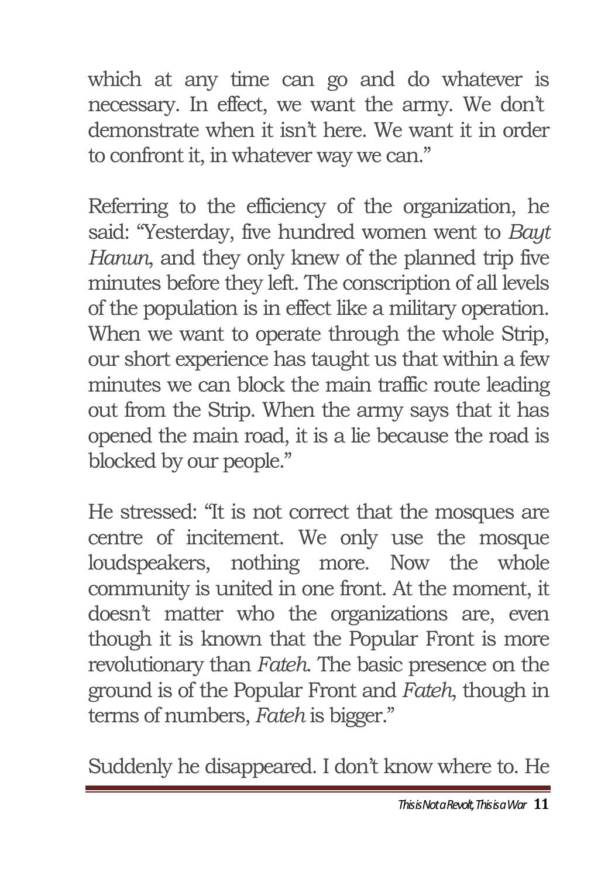which at any time can go and do whatever is necessary. In effect, we want the army. We don't demonstrate when it isn't here. We want it in order to confront it, in whatever way we can."

Referring to the efficiency of the organization, he said: "Yesterday, five hundred women went to *Bayt Hanun*, and they only knew of the planned trip five minutes before they left. The conscription of all levels of the population is in effect like a military operation. When we want to operate through the whole Strip, our short experience has taught us that within a few minutes we can block the main traffic route leading out from the Strip. When the army says that it has opened the main road, it is a lie because the road is blocked by our people."

He stressed: "It is not correct that the mosques are centre of incitement. We only use the mosque loudspeakers, nothing more. Now the whole community is united in one front. At the moment, it doesn't matter who the organizations are, even though it is known that the Popular Front is more revolutionary than *Fateh*. The basic presence on the ground is of the Popular Front and *Fateh*, though in terms of numbers, *Fateh* is bigger."

Suddenly he disappeared. I don't know where to. He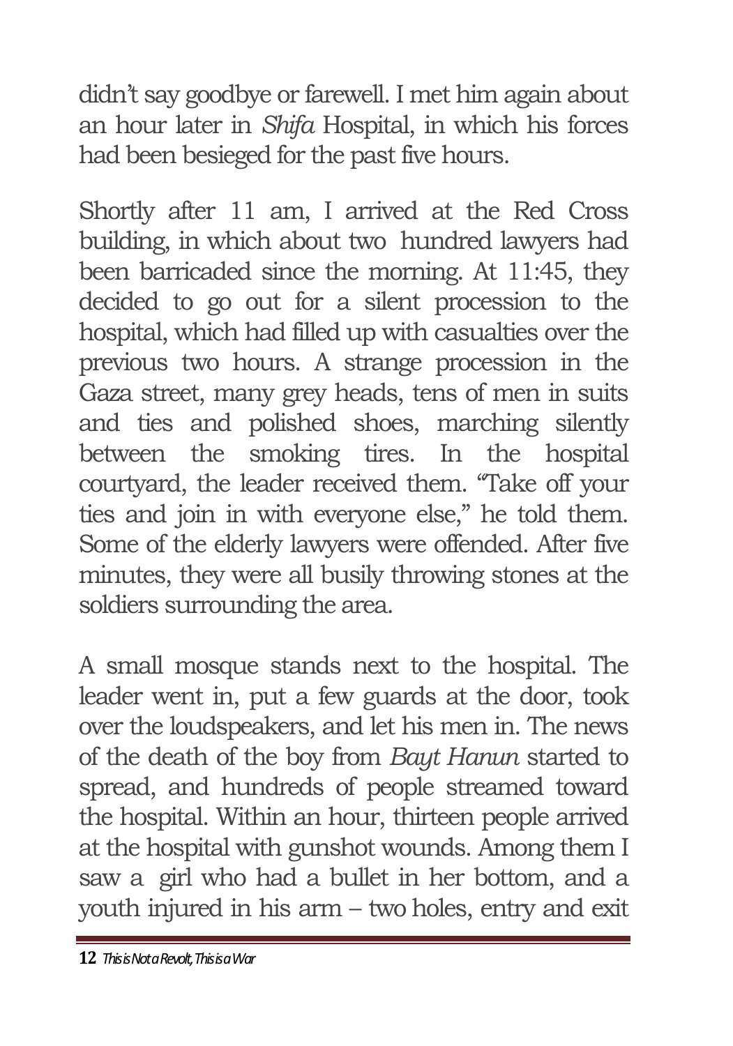didn't say goodbye or farewell. I met him again about an hour later in *Shifa* Hospital, in which his forces had been besieged for the past five hours.

Shortly after 11 am, I arrived at the Red Cross building, in which about two hundred lawyers had been barricaded since the morning. At 11:45, they decided to go out for a silent procession to the hospital, which had filled up with casualties over the previous two hours. A strange procession in the Gaza street, many grey heads, tens of men in suits and ties and polished shoes, marching silently between the smoking tires. In the hospital courtyard, the leader received them. "Take off your ties and join in with everyone else," he told them. Some of the elderly lawyers were offended. After five minutes, they were all busily throwing stones at the soldiers surrounding the area.

A small mosque stands next to the hospital. The leader went in, put a few guards at the door, took over the loudspeakers, and let his men in. The news of the death of the boy from *Bayt Hanun* started to spread, and hundreds of people streamed toward the hospital. Within an hour, thirteen people arrived at the hospital with gunshot wounds. Among them I saw a girl who had a bullet in her bottom, and a youth injured in his arm – two holes, entry and exit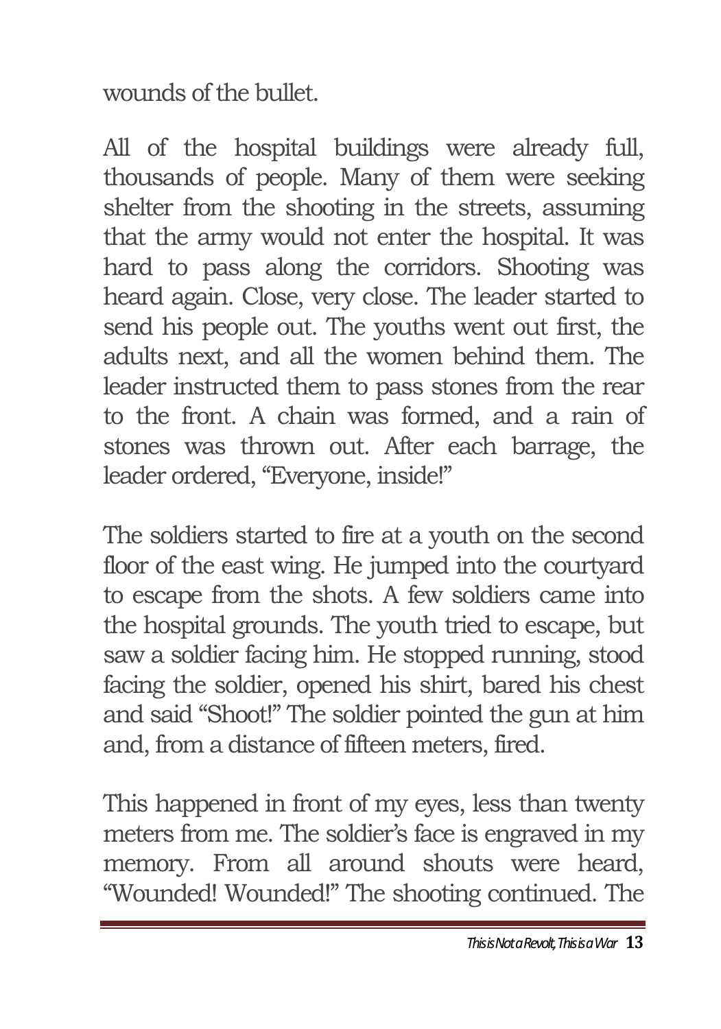wounds of the bullet.

All of the hospital buildings were already full, thousands of people. Many of them were seeking shelter from the shooting in the streets, assuming that the army would not enter the hospital. It was hard to pass along the corridors. Shooting was heard again. Close, very close. The leader started to send his people out. The youths went out first, the adults next, and all the women behind them. The leader instructed them to pass stones from the rear to the front. A chain was formed, and a rain of stones was thrown out. After each barrage, the leader ordered, "Everyone, inside!"

The soldiers started to fire at a youth on the second floor of the east wing. He jumped into the courtyard to escape from the shots. A few soldiers came into the hospital grounds. The youth tried to escape, but saw a soldier facing him. He stopped running, stood facing the soldier, opened his shirt, bared his chest and said "Shoot!" The soldier pointed the gun at him and, from a distance of fifteen meters, fired.

This happened in front of my eyes, less than twenty meters from me. The soldier's face is engraved in my memory. From all around shouts were heard, "Wounded! Wounded!" The shooting continued. The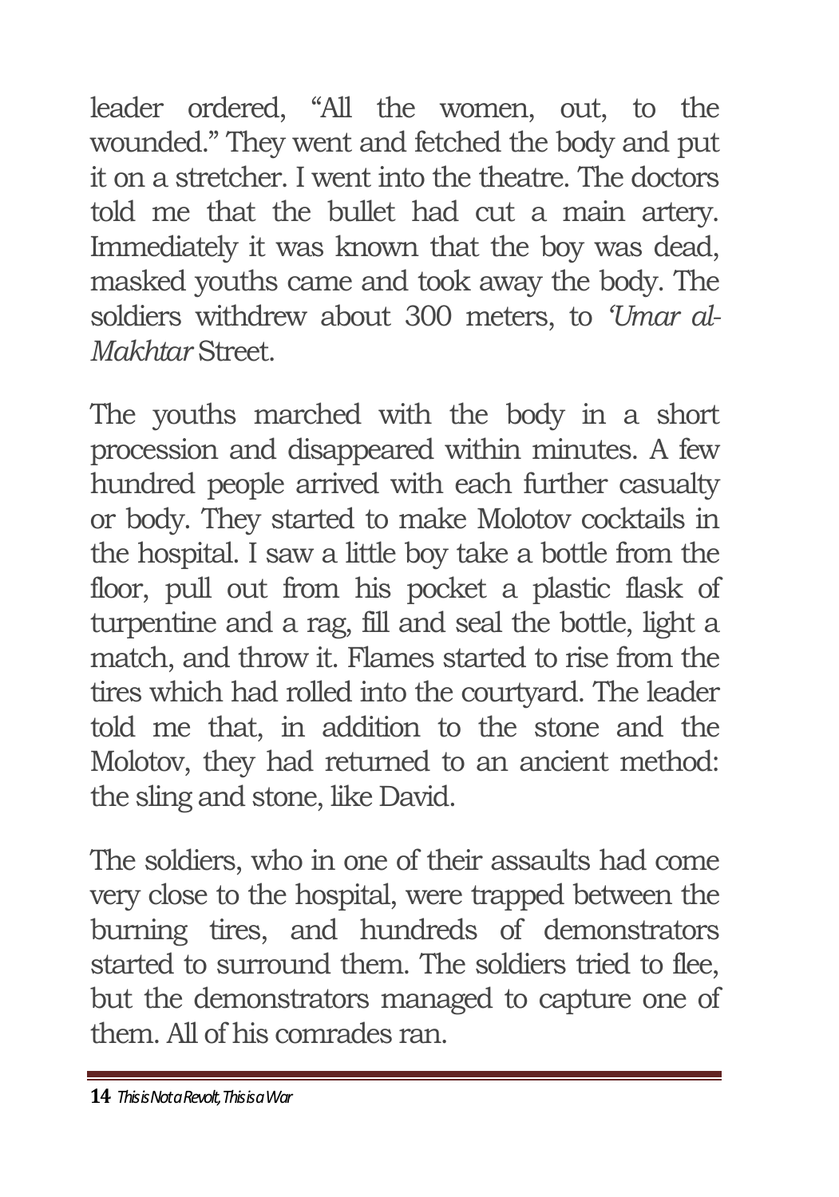leader ordered, "All the women, out, to the wounded." They went and fetched the body and put it on a stretcher. I went into the theatre. The doctors told me that the bullet had cut a main artery. Immediately it was known that the boy was dead, masked youths came and took away the body. The soldiers withdrew about 300 meters, to *'Umar al-Makhtar* Street.

The youths marched with the body in a short procession and disappeared within minutes. A few hundred people arrived with each further casualty or body. They started to make Molotov cocktails in the hospital. I saw a little boy take a bottle from the floor, pull out from his pocket a plastic flask of turpentine and a rag, fill and seal the bottle, light a match, and throw it. Flames started to rise from the tires which had rolled into the courtyard. The leader told me that, in addition to the stone and the Molotov, they had returned to an ancient method: the sling and stone, like David.

The soldiers, who in one of their assaults had come very close to the hospital, were trapped between the burning tires, and hundreds of demonstrators started to surround them. The soldiers tried to flee, but the demonstrators managed to capture one of them. All of his comrades ran.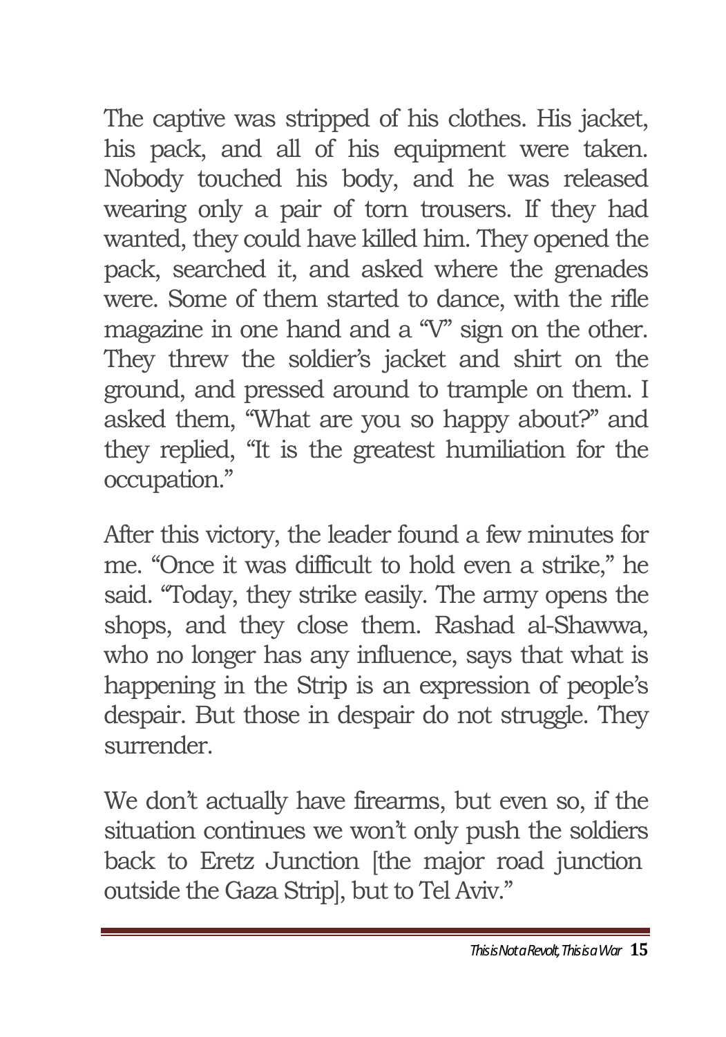The captive was stripped of his clothes. His jacket, his pack, and all of his equipment were taken. Nobody touched his body, and he was released wearing only a pair of torn trousers. If they had wanted, they could have killed him. They opened the pack, searched it, and asked where the grenades were. Some of them started to dance, with the rifle magazine in one hand and a "V" sign on the other. They threw the soldier's jacket and shirt on the ground, and pressed around to trample on them. I asked them, "What are you so happy about?" and they replied, "It is the greatest humiliation for the occupation."

After this victory, the leader found a few minutes for me. "Once it was difficult to hold even a strike," he said. "Today, they strike easily. The army opens the shops, and they close them. Rashad al-Shawwa, who no longer has any influence, says that what is happening in the Strip is an expression of people's despair. But those in despair do not struggle. They surrender.

We don't actually have firearms, but even so, if the situation continues we won't only push the soldiers back to Eretz Junction [the major road junction outside the Gaza Strip], but to Tel Aviv."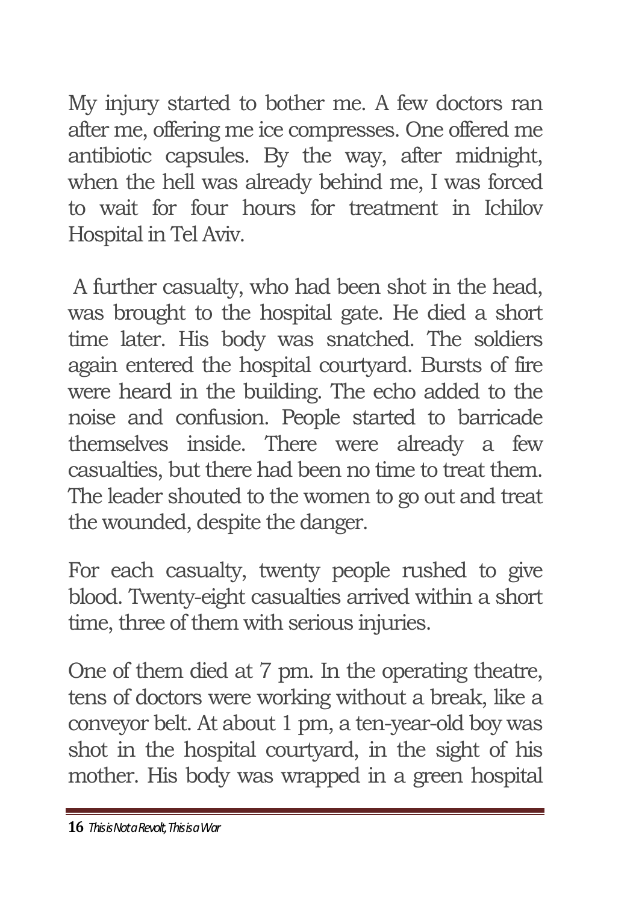My injury started to bother me. A few doctors ran after me, offering me ice compresses. One offered me antibiotic capsules. By the way, after midnight, when the hell was already behind me, I was forced to wait for four hours for treatment in Ichilov Hospital in Tel Aviv.

A further casualty, who had been shot in the head, was brought to the hospital gate. He died a short time later. His body was snatched. The soldiers again entered the hospital courtyard. Bursts of fire were heard in the building. The echo added to the noise and confusion. People started to barricade themselves inside. There were already a few casualties, but there had been no time to treat them. The leader shouted to the women to go out and treat the wounded, despite the danger.

For each casualty, twenty people rushed to give blood. Twenty-eight casualties arrived within a short time, three of them with serious injuries.

One of them died at 7 pm. In the operating theatre, tens of doctors were working without a break, like a conveyor belt. At about 1 pm, a ten-year-old boy was shot in the hospital courtyard, in the sight of his mother. His body was wrapped in a green hospital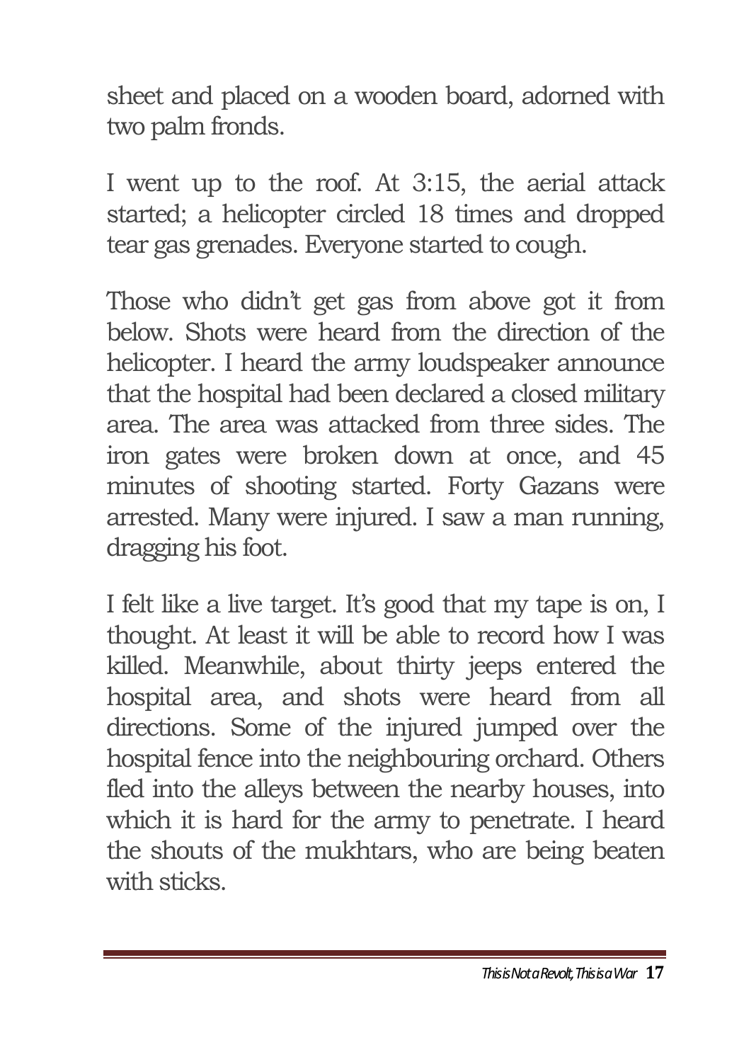sheet and placed on a wooden board, adorned with two palm fronds.

I went up to the roof. At 3:15, the aerial attack started; a helicopter circled 18 times and dropped tear gas grenades. Everyone started to cough.

Those who didn't get gas from above got it from below. Shots were heard from the direction of the helicopter. I heard the army loudspeaker announce that the hospital had been declared a closed military area. The area was attacked from three sides. The iron gates were broken down at once, and 45 minutes of shooting started. Forty Gazans were arrested. Many were injured. I saw a man running, dragging his foot.

I felt like a live target. It's good that my tape is on, I thought. At least it will be able to record how I was killed. Meanwhile, about thirty jeeps entered the hospital area, and shots were heard from all directions. Some of the injured jumped over the hospital fence into the neighbouring orchard. Others fled into the alleys between the nearby houses, into which it is hard for the army to penetrate. I heard the shouts of the mukhtars, who are being beaten with sticks.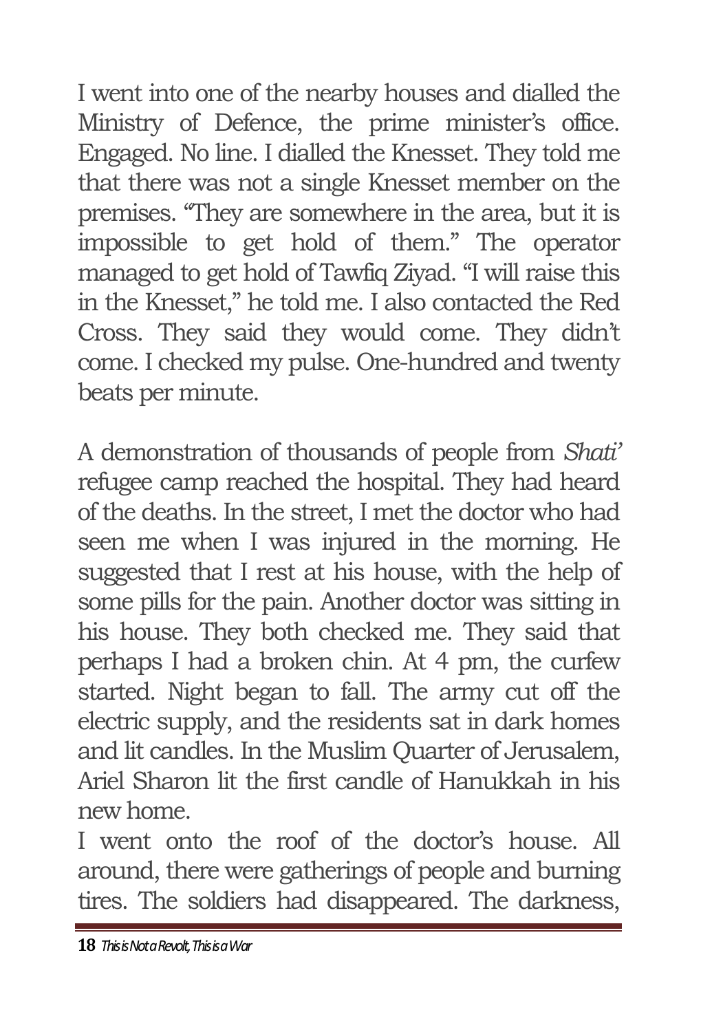I went into one of the nearby houses and dialled the Ministry of Defence, the prime minister's office. Engaged. No line. I dialled the Knesset. They told me that there was not a single Knesset member on the premises. "They are somewhere in the area, but it is impossible to get hold of them." The operator managed to get hold of Tawfiq Ziyad. "I will raise this in the Knesset," he told me. I also contacted the Red Cross. They said they would come. They didn't come. I checked my pulse. One-hundred and twenty beats per minute.

A demonstration of thousands of people from *Shati'* refugee camp reached the hospital. They had heard of the deaths. In the street, I met the doctor who had seen me when I was injured in the morning. He suggested that I rest at his house, with the help of some pills for the pain. Another doctor was sitting in his house. They both checked me. They said that perhaps I had a broken chin. At 4 pm, the curfew started. Night began to fall. The army cut off the electric supply, and the residents sat in dark homes and lit candles. In the Muslim Quarter of Jerusalem, Ariel Sharon lit the first candle of Hanukkah in his new home.

I went onto the roof of the doctor's house. All around, there were gatherings of people and burning tires. The soldiers had disappeared. The darkness,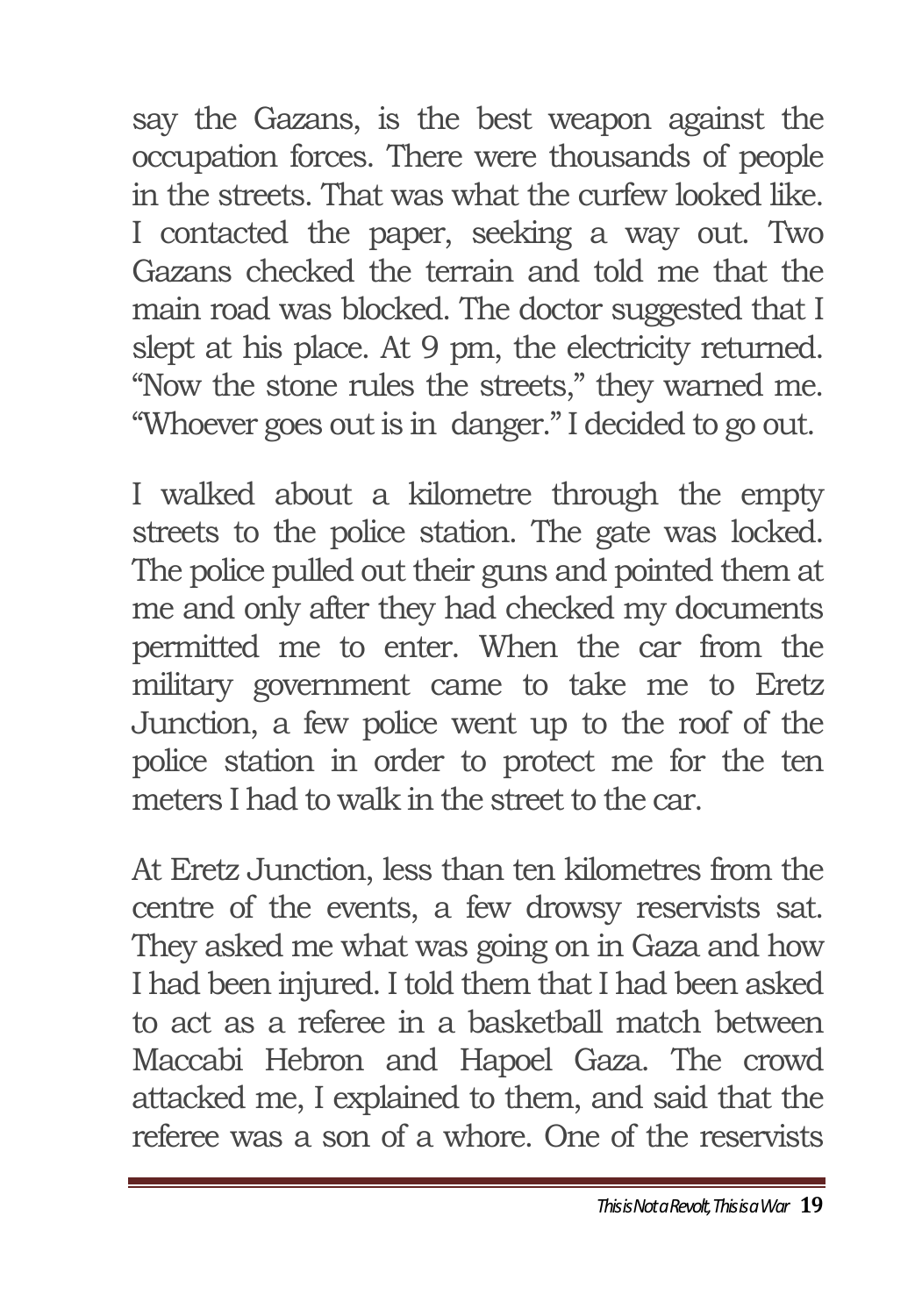say the Gazans, is the best weapon against the occupation forces. There were thousands of people in the streets. That was what the curfew looked like. I contacted the paper, seeking a way out. Two Gazans checked the terrain and told me that the main road was blocked. The doctor suggested that I slept at his place. At 9 pm, the electricity returned. "Now the stone rules the streets," they warned me. "Whoever goes out is in danger." I decided to go out.

I walked about a kilometre through the empty streets to the police station. The gate was locked. The police pulled out their guns and pointed them at me and only after they had checked my documents permitted me to enter. When the car from the military government came to take me to Eretz Junction, a few police went up to the roof of the police station in order to protect me for the ten meters I had to walk in the street to the car.

At Eretz Junction, less than ten kilometres from the centre of the events, a few drowsy reservists sat. They asked me what was going on in Gaza and how I had been injured. I told them that I had been asked to act as a referee in a basketball match between Maccabi Hebron and Hapoel Gaza. The crowd attacked me, I explained to them, and said that the referee was a son of a whore. One of the reservists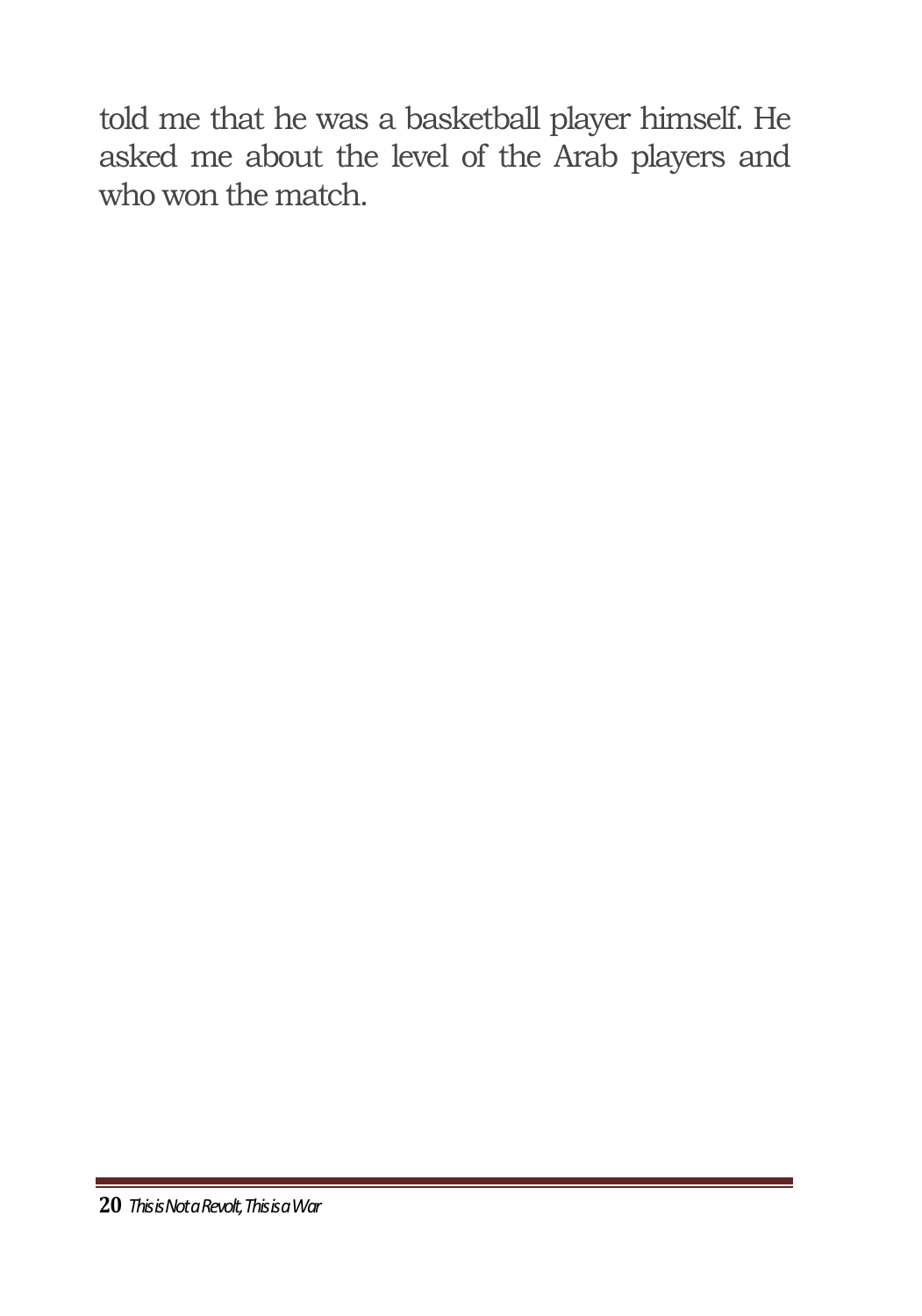told me that he was a basketball player himself. He asked me about the level of the Arab players and who won the match.